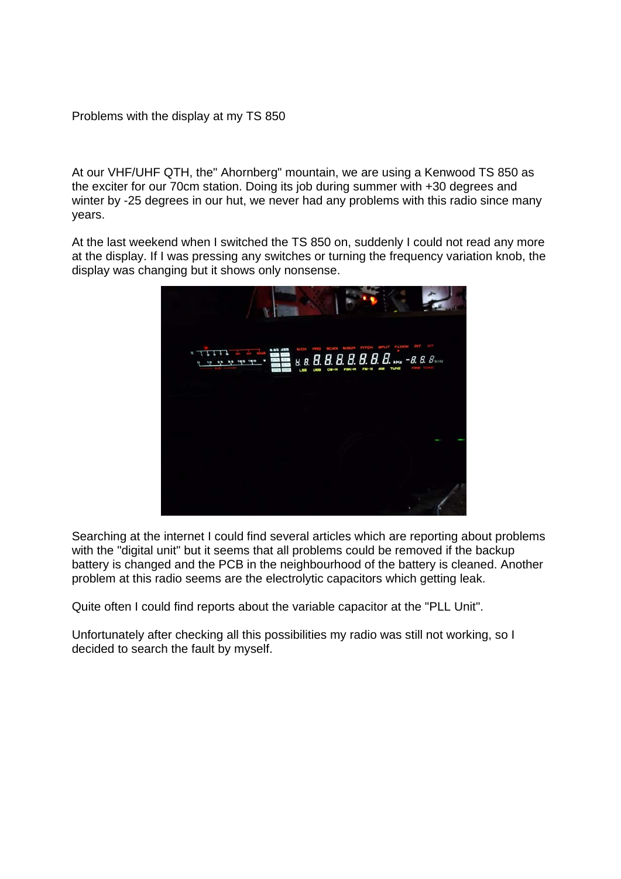Problems with the display at my TS 850

At our VHF/UHF QTH, the" Ahornberg" mountain, we are using a Kenwood TS 850 as the exciter for our 70cm station. Doing its job during summer with +30 degrees and winter by -25 degrees in our hut, we never had any problems with this radio since many years.

At the last weekend when I switched the TS 850 on, suddenly I could not read any more at the display. If I was pressing any switches or turning the frequency variation knob, the display was changing but it shows only nonsense.

Searching at the internet I could find several articles which are reporting about problems with the "digital unit" but it seems that all problems could be removed if the backup battery is changed and the PCB in the neighbourhood of the battery is cleaned. Another problem at this radio seems are the electrolytic capacitors which getting leak.

Quite often I could find reports about the variable capacitor at the "PLL Unit".

Unfortunately after checking all this possibilities my radio was still not working, so I decided to search the fault by myself.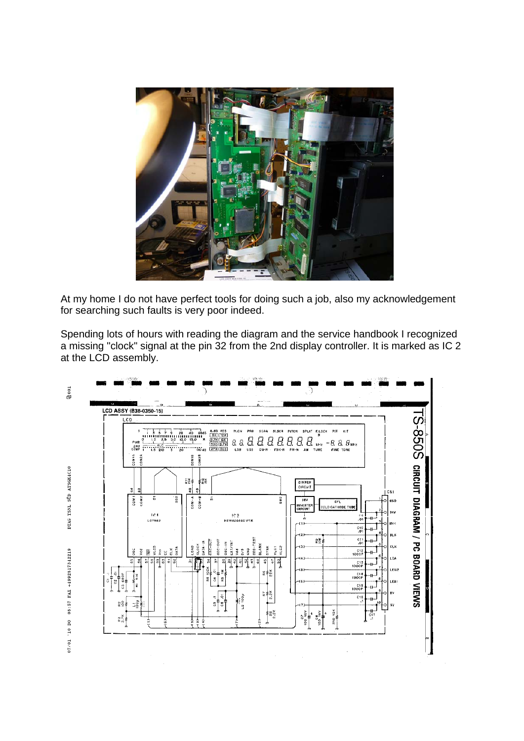At my home I do not have perfect tools for doing such a job, also my acknowledgement for searching such faults is very poor indeed.

Spending lots of hours with reading the diagram and the service handbook I recognized a missing "clock" signal at the pin 32 from the 2nd display controller. It is marked as IC 2 at the LCD assembly.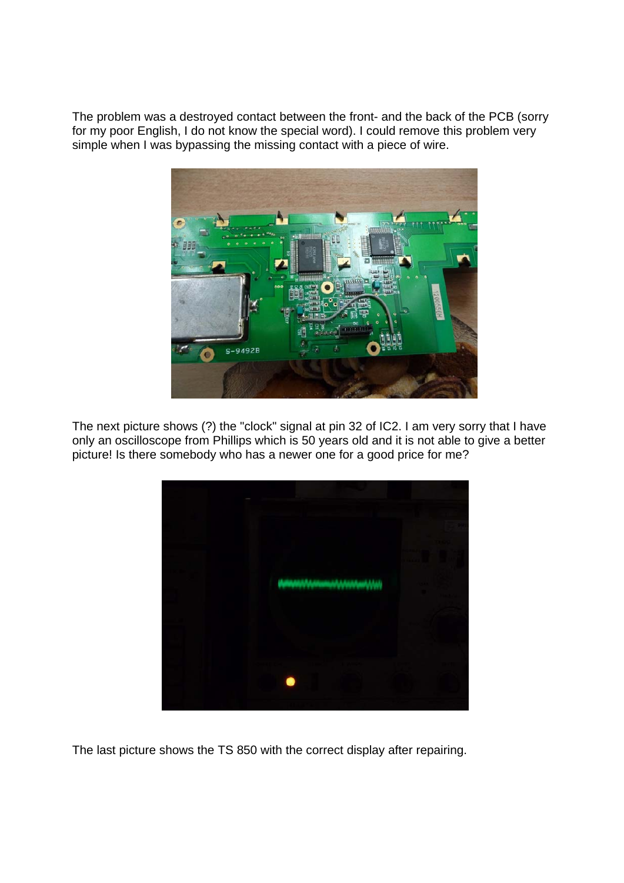The problem was a destroyed contact between the front- and the back of the PCB (sorry for my poor English, I do not know the special word). I could remove this problem very simple when I was bypassing the missing contact with a piece of wire.

The next picture shows (?) the "clock" signal at pin 32 of IC2. I am very sorry that I have only an oscilloscope from Phillips which is 50 years old and it is not able to give a better picture! Is there somebody who has a newer one for a good price for me?

The last picture shows the TS 850 with the correct display after repairing.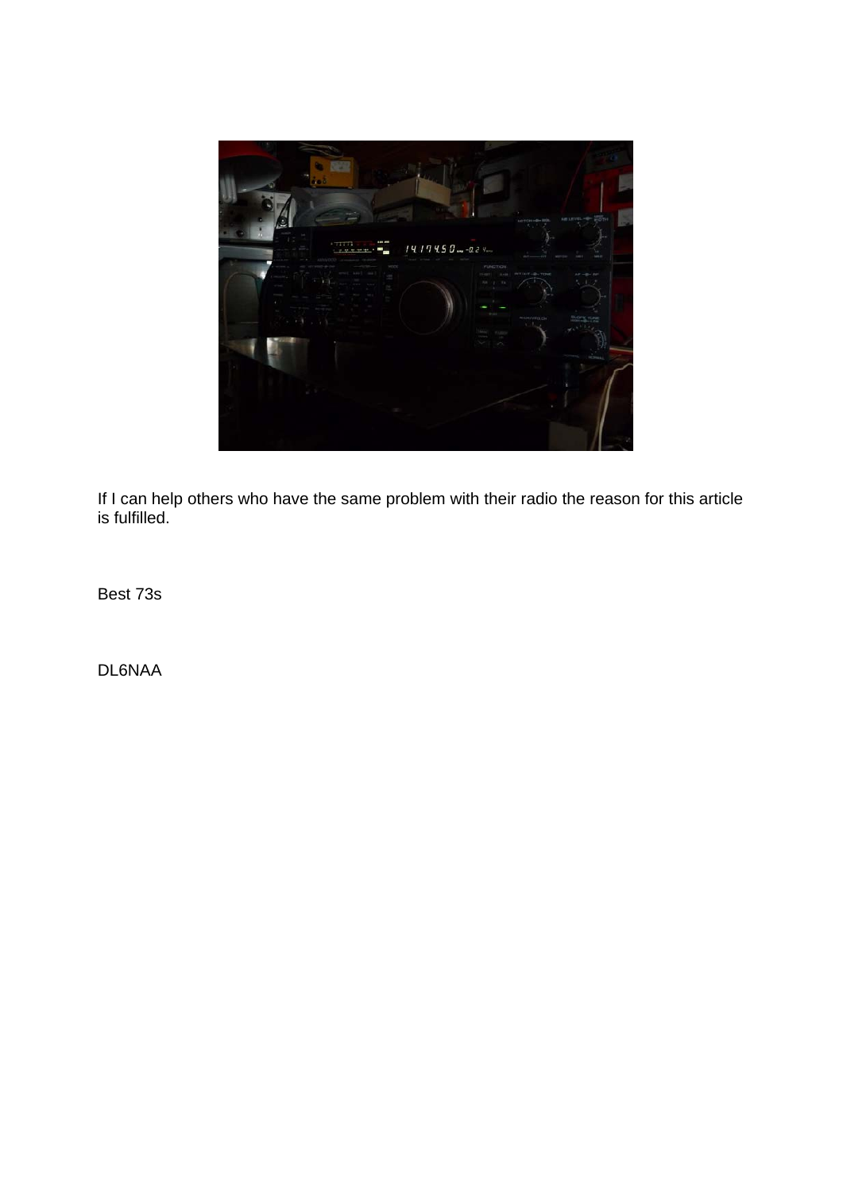If I can help others who have the same problem with their radio the reason for this article is fulfilled.

Best 73s

DL6NAA